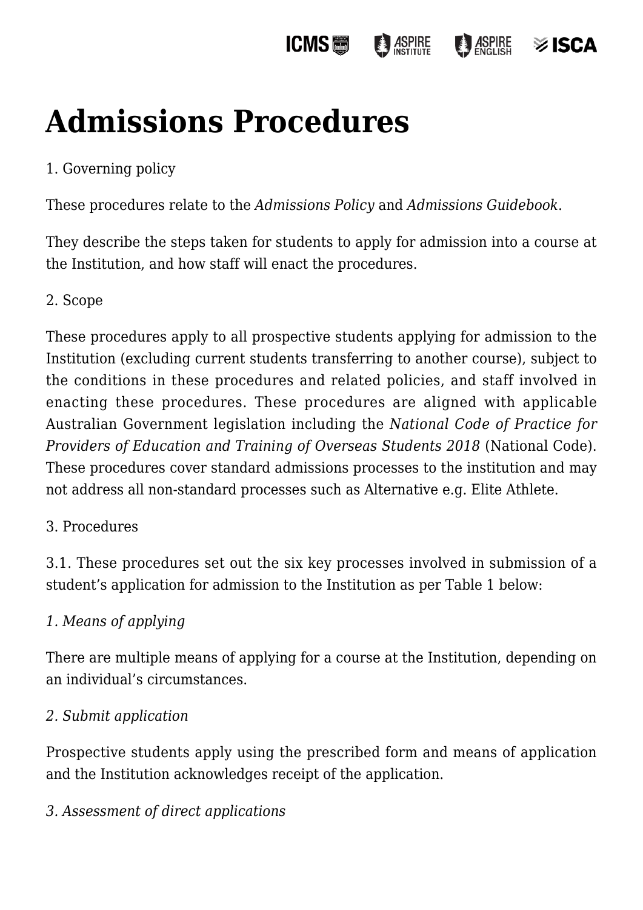# Admissions Procedures

1. Governing policy

These procedures relate to the *Admissions Policy* and *Admissions Guidebook*.

They describe the steps taken for students to apply for admission into a course at the Institution, and how staff will enact the procedures.

2. Scope

These procedures apply to all prospective students applying for admission to the Institution (excluding current students transferring to another course), subject to the conditions in these procedures and related policies, and staff involved in enacting these procedures. These procedures are aligned with applicable Australian Government legislation including the *National Code of Practice for Providers of Education and Training of Overseas Students 2018* (National Code). These procedures cover standard admissions processes to the institution and may not address all non-standard processes such as Alternative e.g. Elite Athlete.

3. Procedures

3.1. These procedures set out the six key processes involved in submission of a student's application for admission to the Institution as per Table 1 below:

*1. Means of applying*

There are multiple means of applying for a course at the Institution, depending on an individual's circumstances.

*2. Submit application*

Prospective students apply using the prescribed form and means of application and the Institution acknowledges receipt of the application.

*3. Assessment of direct applications*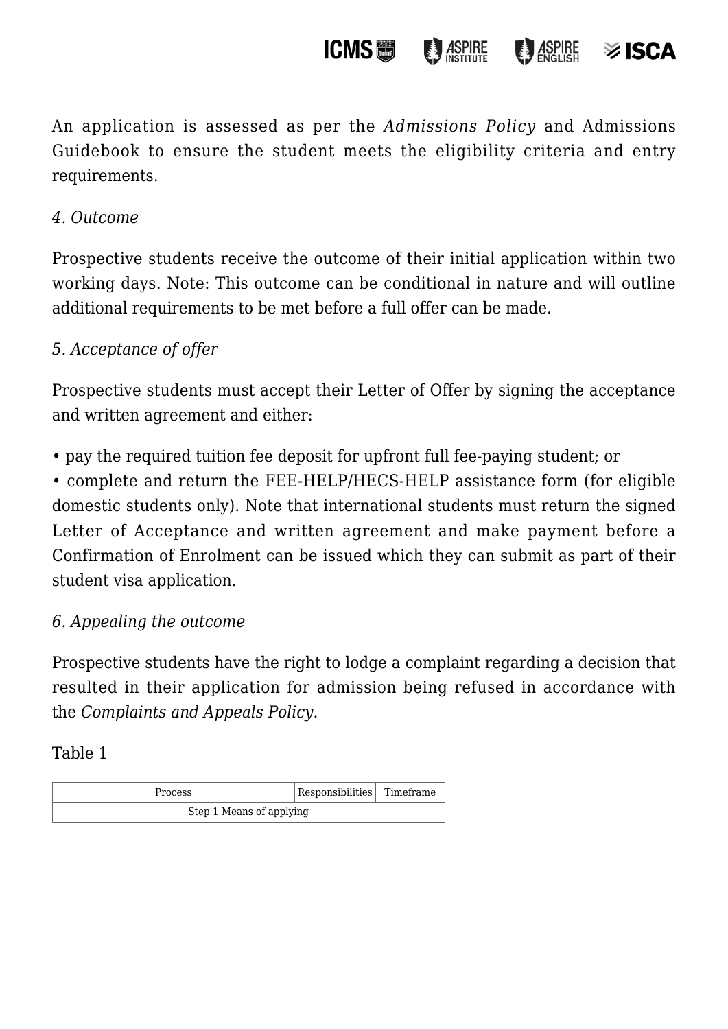An application is assessed as per the *Admissions Policy* and Admissions Guidebook to ensure the student meets the eligibility criteria and entry requirements.

*4. Outcome*

Prospective students receive the outcome of their initial application within two working days. Note: This outcome can be conditional in nature and will outline additional requirements to be met before a full offer can be made.

*5. Acceptance of offer*

Prospective students must accept their Letter of Offer by signing the acceptance and written agreement and either:

• pay the required tuition fee deposit for upfront full fee-paying student; or
• complete and return the FEE-HELP/HECS-HELP assistance form (for eligible domestic students only). Note that international students must return the signed Letter of Acceptance and written agreement and make payment before a Confirmation of Enrolment can be issued which they can submit as part of their student visa application.

*6. Appealing the outcome*

Prospective students have the right to lodge a complaint regarding a decision that resulted in their application for admission being refused in accordance with the *Complaints and Appeals Policy*.

Table 1

| Process | Responsibilities | Timeframe |
| --- | --- | --- |
| Step 1 Means of applying | | |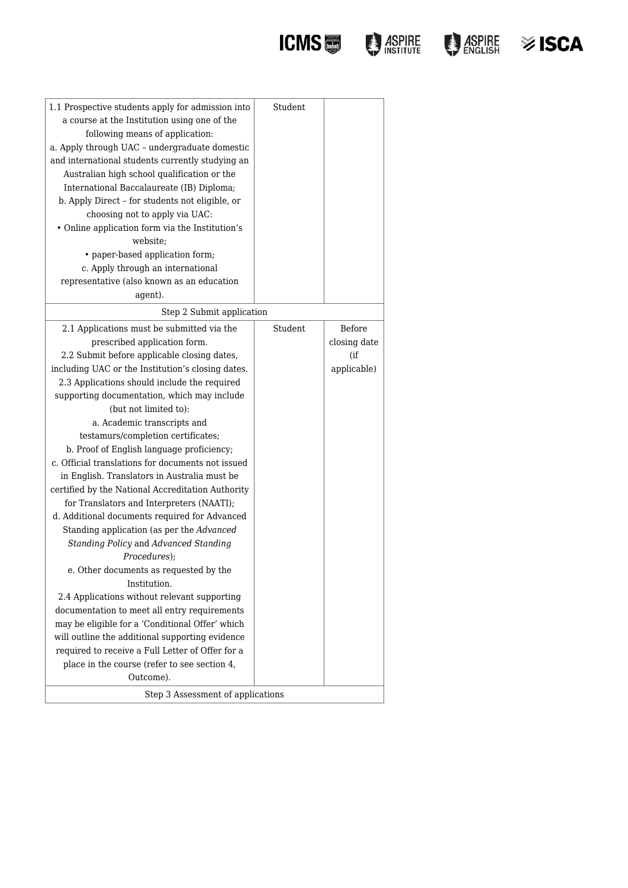| | | |
|---|---|---|
| 1.1 Prospective students apply for admission into a course at the Institution using one of the following means of application:<br>a. Apply through UAC – undergraduate domestic and international students currently studying an Australian high school qualification or the International Baccalaureate (IB) Diploma;<br>b. Apply Direct – for students not eligible, or choosing not to apply via UAC:<br>• Online application form via the Institution's website;<br>• paper-based application form;<br>c. Apply through an international representative (also known as an education agent). | Student | |
| Step 2 Submit application | | |
| 2.1 Applications must be submitted via the prescribed application form.<br>2.2 Submit before applicable closing dates, including UAC or the Institution's closing dates.<br>2.3 Applications should include the required supporting documentation, which may include (but not limited to):<br>a. Academic transcripts and testamurs/completion certificates;<br>b. Proof of English language proficiency;<br>c. Official translations for documents not issued in English. Translators in Australia must be certified by the National Accreditation Authority for Translators and Interpreters (NAATI);<br>d. Additional documents required for Advanced Standing application (as per the *Advanced Standing Policy* and *Advanced Standing Procedures*);<br>e. Other documents as requested by the Institution.<br>2.4 Applications without relevant supporting documentation to meet all entry requirements may be eligible for a 'Conditional Offer' which will outline the additional supporting evidence required to receive a Full Letter of Offer for a place in the course (refer to see section 4, Outcome). | Student | Before closing date (if applicable) |
| Step 3 Assessment of applications | | |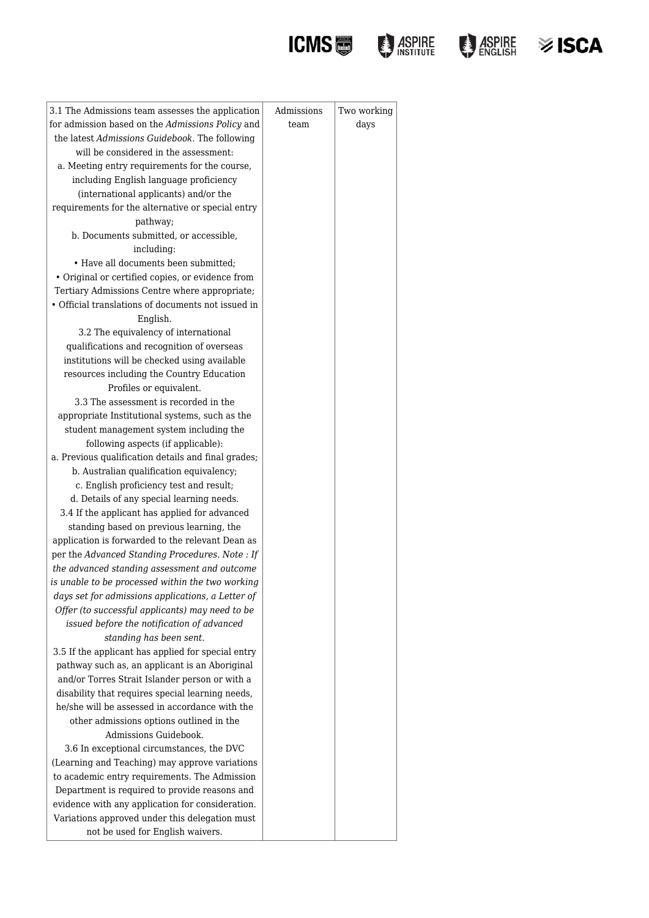| | | |
|---|---|---|
| 3.1 The Admissions team assesses the application for admission based on the *Admissions Policy* and the latest *Admissions Guidebook*. The following will be considered in the assessment:<br>a. Meeting entry requirements for the course, including English language proficiency (international applicants) and/or the requirements for the alternative or special entry pathway;<br>b. Documents submitted, or accessible, including:<br>• Have all documents been submitted;<br>• Original or certified copies, or evidence from Tertiary Admissions Centre where appropriate;<br>• Official translations of documents not issued in English.<br>3.2 The equivalency of international qualifications and recognition of overseas institutions will be checked using available resources including the Country Education Profiles or equivalent.<br>3.3 The assessment is recorded in the appropriate Institutional systems, such as the student management system including the following aspects (if applicable):<br>a. Previous qualification details and final grades;<br>b. Australian qualification equivalency;<br>c. English proficiency test and result;<br>d. Details of any special learning needs.<br>3.4 If the applicant has applied for advanced standing based on previous learning, the application is forwarded to the relevant Dean as per the *Advanced Standing Procedures*. *Note : If the advanced standing assessment and outcome is unable to be processed within the two working days set for admissions applications, a Letter of Offer (to successful applicants) may need to be issued before the notification of advanced standing has been sent.*<br>3.5 If the applicant has applied for special entry pathway such as, an applicant is an Aboriginal and/or Torres Strait Islander person or with a disability that requires special learning needs, he/she will be assessed in accordance with the other admissions options outlined in the Admissions Guidebook.<br>3.6 In exceptional circumstances, the DVC (Learning and Teaching) may approve variations to academic entry requirements. The Admission Department is required to provide reasons and evidence with any application for consideration. Variations approved under this delegation must not be used for English waivers. | Admissions team | Two working days |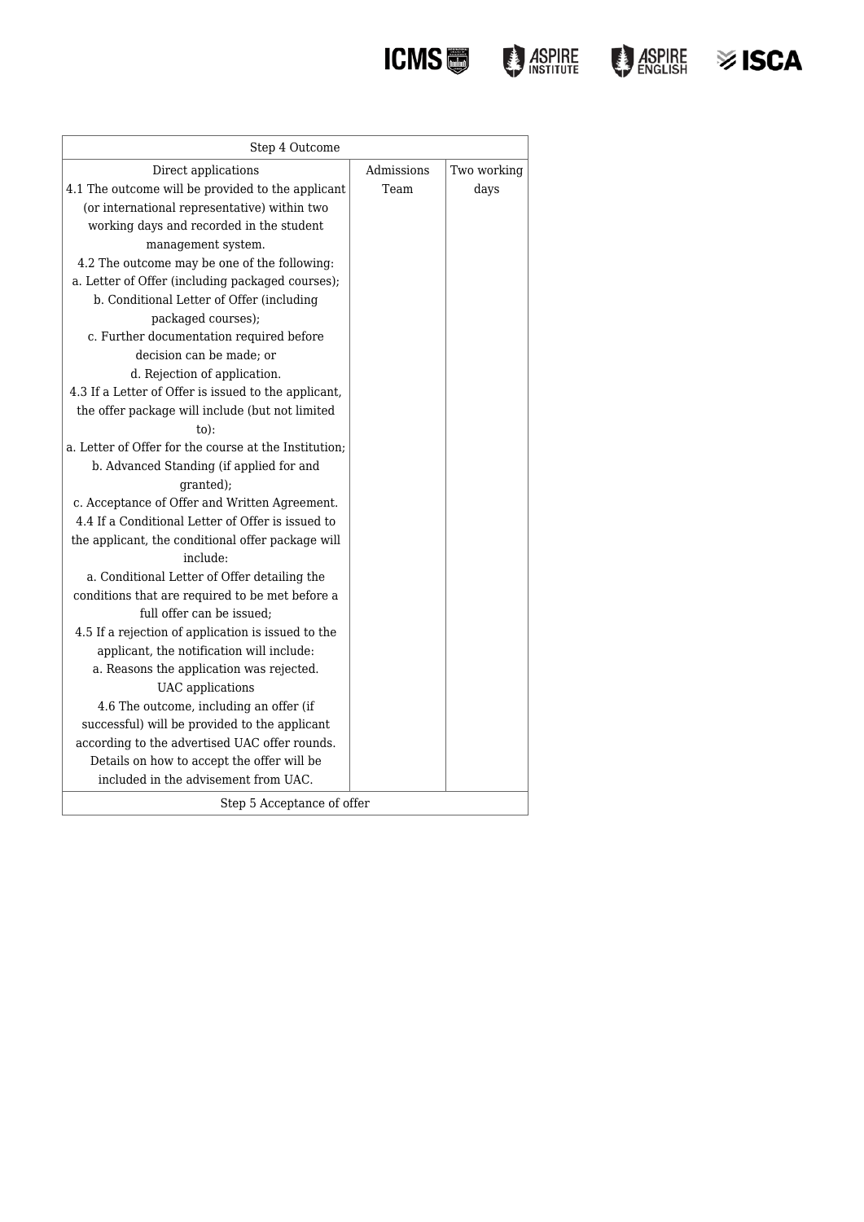| Step 4 Outcome | | |
|---|---|---|
| Direct applications<br>4.1 The outcome will be provided to the applicant (or international representative) within two working days and recorded in the student management system.<br>4.2 The outcome may be one of the following:<br>a. Letter of Offer (including packaged courses);<br>b. Conditional Letter of Offer (including packaged courses);<br>c. Further documentation required before decision can be made; or<br>d. Rejection of application.<br>4.3 If a Letter of Offer is issued to the applicant, the offer package will include (but not limited to):<br>a. Letter of Offer for the course at the Institution;<br>b. Advanced Standing (if applied for and granted);<br>c. Acceptance of Offer and Written Agreement.<br>4.4 If a Conditional Letter of Offer is issued to the applicant, the conditional offer package will include:<br>a. Conditional Letter of Offer detailing the conditions that are required to be met before a full offer can be issued;<br>4.5 If a rejection of application is issued to the applicant, the notification will include:<br>a. Reasons the application was rejected.<br>UAC applications<br>4.6 The outcome, including an offer (if successful) will be provided to the applicant according to the advertised UAC offer rounds. Details on how to accept the offer will be included in the advisement from UAC. | Admissions Team | Two working days |
| Step 5 Acceptance of offer | | |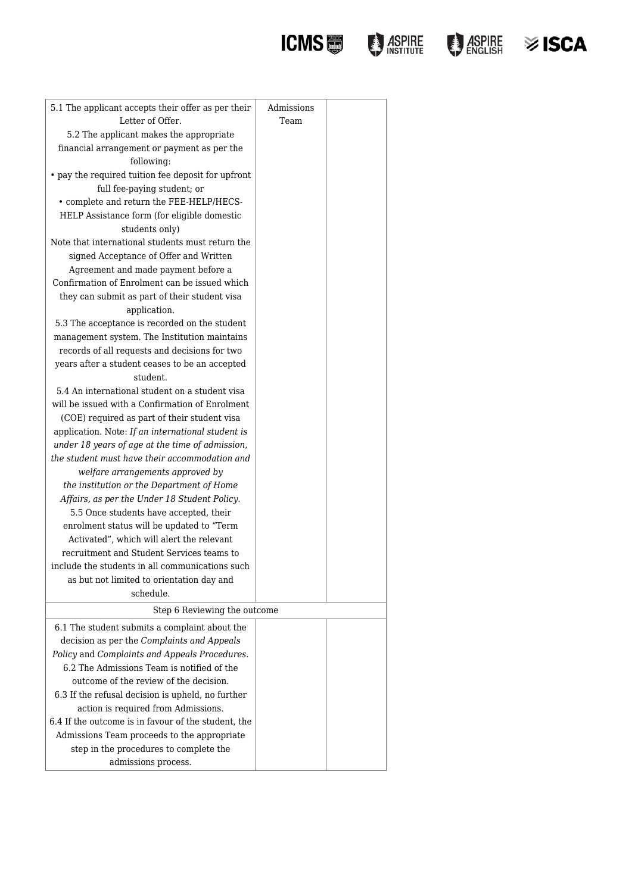| | | |
|---|---|---|
| 5.1 The applicant accepts their offer as per their Letter of Offer.<br>5.2 The applicant makes the appropriate financial arrangement or payment as per the following:<br>• pay the required tuition fee deposit for upfront full fee-paying student; or<br>• complete and return the FEE-HELP/HECS-HELP Assistance form (for eligible domestic students only)<br>Note that international students must return the signed Acceptance of Offer and Written Agreement and made payment before a Confirmation of Enrolment can be issued which they can submit as part of their student visa application.<br>5.3 The acceptance is recorded on the student management system. The Institution maintains records of all requests and decisions for two years after a student ceases to be an accepted student.<br>5.4 An international student on a student visa will be issued with a Confirmation of Enrolment (COE) required as part of their student visa application. Note: *If an international student is under 18 years of age at the time of admission, the student must have their accommodation and welfare arrangements approved by the institution or the Department of Home Affairs, as per the Under 18 Student Policy.*<br>5.5 Once students have accepted, their enrolment status will be updated to "Term Activated", which will alert the relevant recruitment and Student Services teams to include the students in all communications such as but not limited to orientation day and schedule. | Admissions Team | |
| Step 6 Reviewing the outcome | | |
| 6.1 The student submits a complaint about the decision as per the *Complaints and Appeals Policy* and *Complaints and Appeals Procedures*.<br>6.2 The Admissions Team is notified of the outcome of the review of the decision.<br>6.3 If the refusal decision is upheld, no further action is required from Admissions.<br>6.4 If the outcome is in favour of the student, the Admissions Team proceeds to the appropriate step in the procedures to complete the admissions process. | | |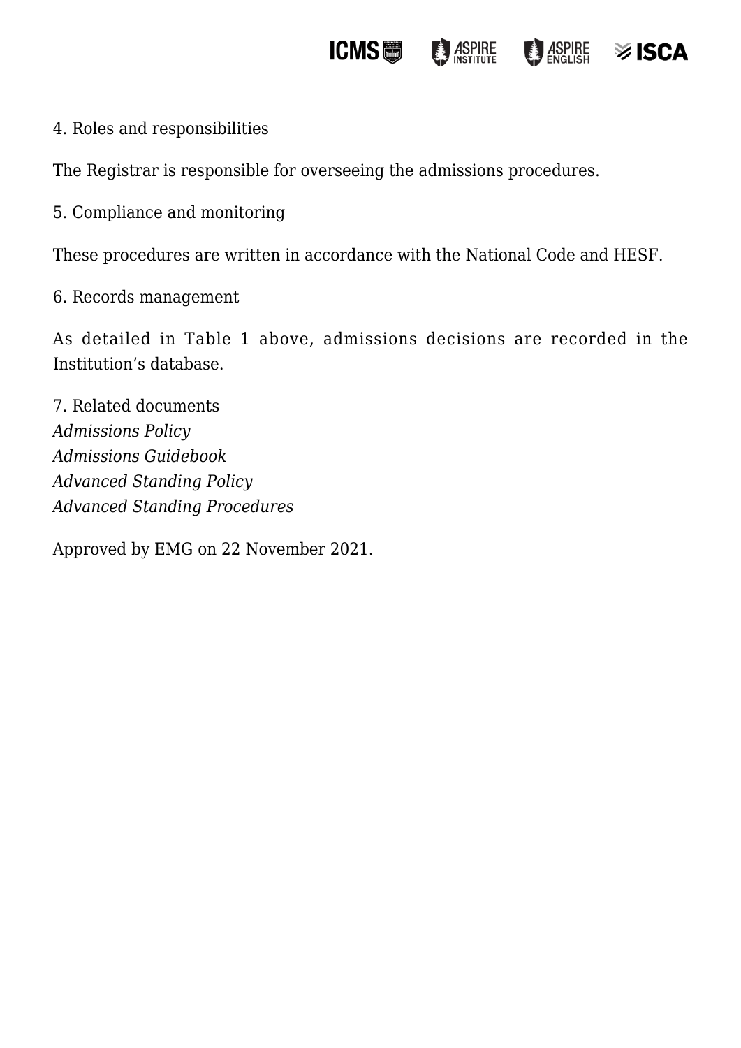## 4. Roles and responsibilities

The Registrar is responsible for overseeing the admissions procedures.

## 5. Compliance and monitoring

These procedures are written in accordance with the National Code and HESF.

## 6. Records management

As detailed in Table 1 above, admissions decisions are recorded in the Institution's database.

## 7. Related documents

*Admissions Policy*
*Admissions Guidebook*
*Advanced Standing Policy*
*Advanced Standing Procedures*

Approved by EMG on 22 November 2021.